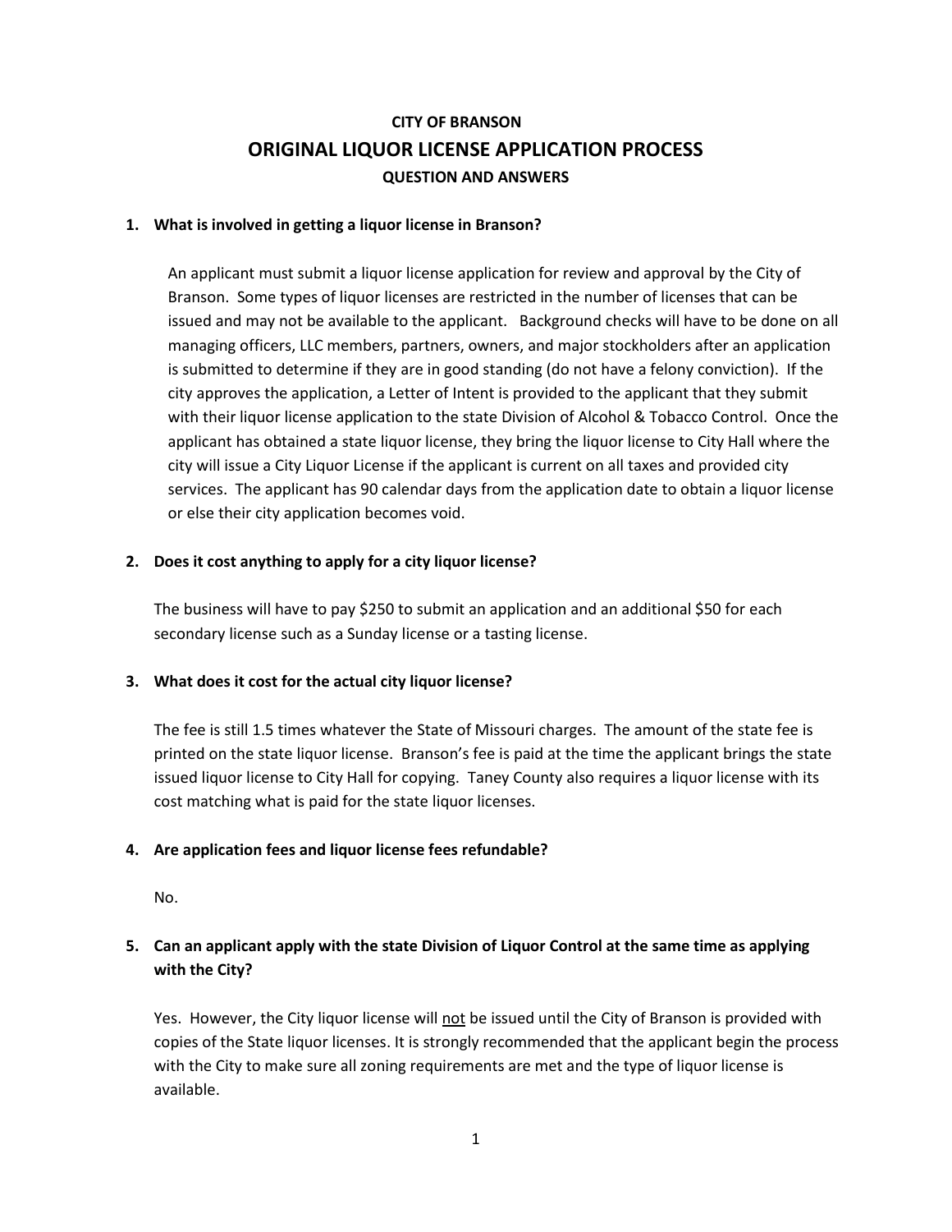# CITY OF BRANSON

## ORIGINAL LIQUOR LICENSE APPLICATION PROCESS

### QUESTION AND ANSWERS

**1. What is involved in getting a liquor license in Branson?**

An applicant must submit a liquor license application for review and approval by the City of Branson. Some types of liquor licenses are restricted in the number of licenses that can be issued and may not be available to the applicant. Background checks will have to be done on all managing officers, LLC members, partners, owners, and major stockholders after an application is submitted to determine if they are in good standing (do not have a felony conviction). If the city approves the application, a Letter of Intent is provided to the applicant that they submit with their liquor license application to the state Division of Alcohol & Tobacco Control. Once the applicant has obtained a state liquor license, they bring the liquor license to City Hall where the city will issue a City Liquor License if the applicant is current on all taxes and provided city services. The applicant has 90 calendar days from the application date to obtain a liquor license or else their city application becomes void.

**2. Does it cost anything to apply for a city liquor license?**

The business will have to pay $250 to submit an application and an additional $50 for each secondary license such as a Sunday license or a tasting license.

**3. What does it cost for the actual city liquor license?**

The fee is still 1.5 times whatever the State of Missouri charges. The amount of the state fee is printed on the state liquor license. Branson's fee is paid at the time the applicant brings the state issued liquor license to City Hall for copying. Taney County also requires a liquor license with its cost matching what is paid for the state liquor licenses.

**4. Are application fees and liquor license fees refundable?**

No.

**5. Can an applicant apply with the state Division of Liquor Control at the same time as applying with the City?**

Yes. However, the City liquor license will <u>not</u> be issued until the City of Branson is provided with copies of the State liquor licenses. It is strongly recommended that the applicant begin the process with the City to make sure all zoning requirements are met and the type of liquor license is available.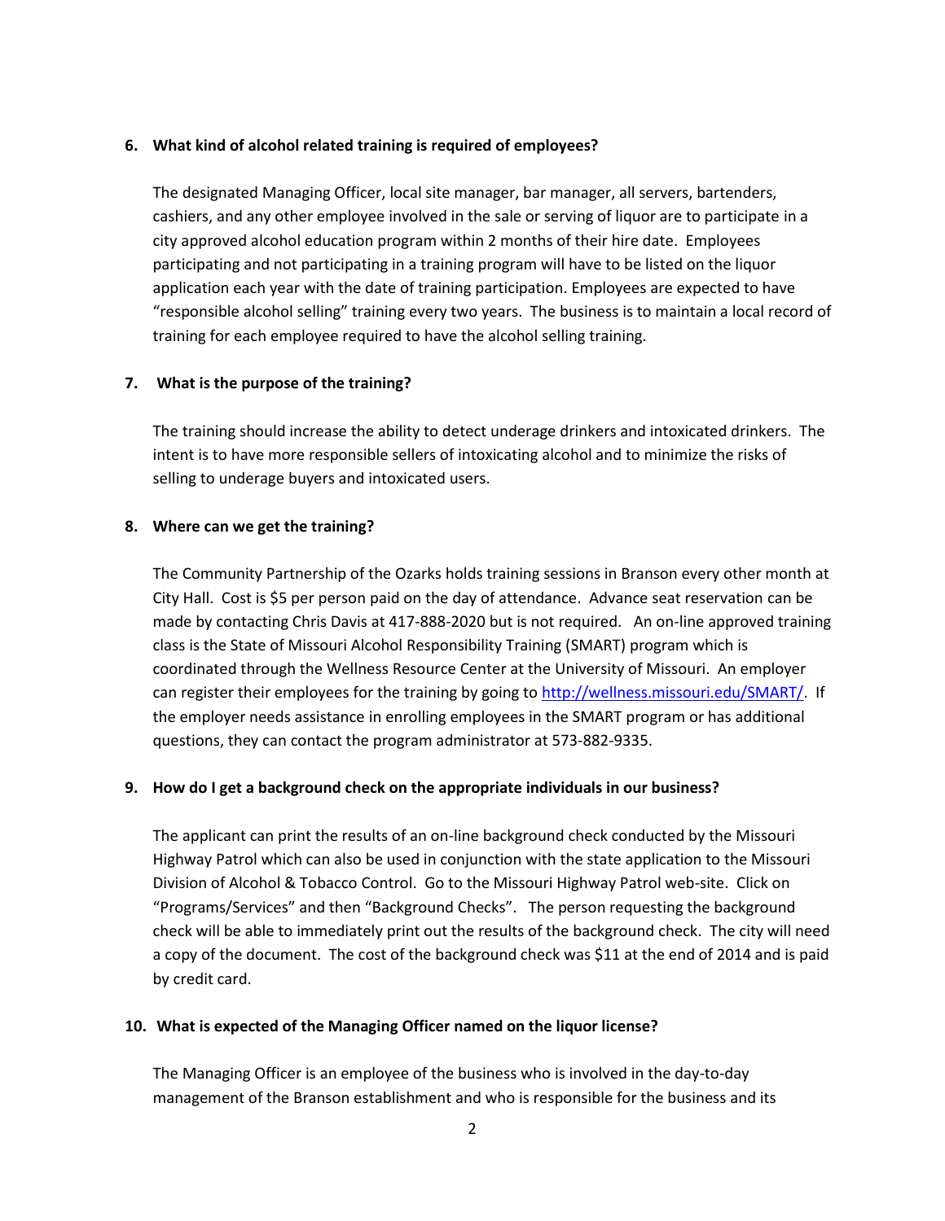**6. What kind of alcohol related training is required of employees?**

The designated Managing Officer, local site manager, bar manager, all servers, bartenders, cashiers, and any other employee involved in the sale or serving of liquor are to participate in a city approved alcohol education program within 2 months of their hire date. Employees participating and not participating in a training program will have to be listed on the liquor application each year with the date of training participation. Employees are expected to have "responsible alcohol selling" training every two years. The business is to maintain a local record of training for each employee required to have the alcohol selling training.

**7. What is the purpose of the training?**

The training should increase the ability to detect underage drinkers and intoxicated drinkers. The intent is to have more responsible sellers of intoxicating alcohol and to minimize the risks of selling to underage buyers and intoxicated users.

**8. Where can we get the training?**

The Community Partnership of the Ozarks holds training sessions in Branson every other month at City Hall. Cost is $5 per person paid on the day of attendance. Advance seat reservation can be made by contacting Chris Davis at 417-888-2020 but is not required. An on-line approved training class is the State of Missouri Alcohol Responsibility Training (SMART) program which is coordinated through the Wellness Resource Center at the University of Missouri. An employer can register their employees for the training by going to [http://wellness.missouri.edu/SMART/](http://wellness.missouri.edu/SMART/). If the employer needs assistance in enrolling employees in the SMART program or has additional questions, they can contact the program administrator at 573-882-9335.

**9. How do I get a background check on the appropriate individuals in our business?**

The applicant can print the results of an on-line background check conducted by the Missouri Highway Patrol which can also be used in conjunction with the state application to the Missouri Division of Alcohol & Tobacco Control. Go to the Missouri Highway Patrol web-site. Click on "Programs/Services" and then "Background Checks". The person requesting the background check will be able to immediately print out the results of the background check. The city will need a copy of the document. The cost of the background check was $11 at the end of 2014 and is paid by credit card.

**10. What is expected of the Managing Officer named on the liquor license?**

The Managing Officer is an employee of the business who is involved in the day-to-day management of the Branson establishment and who is responsible for the business and its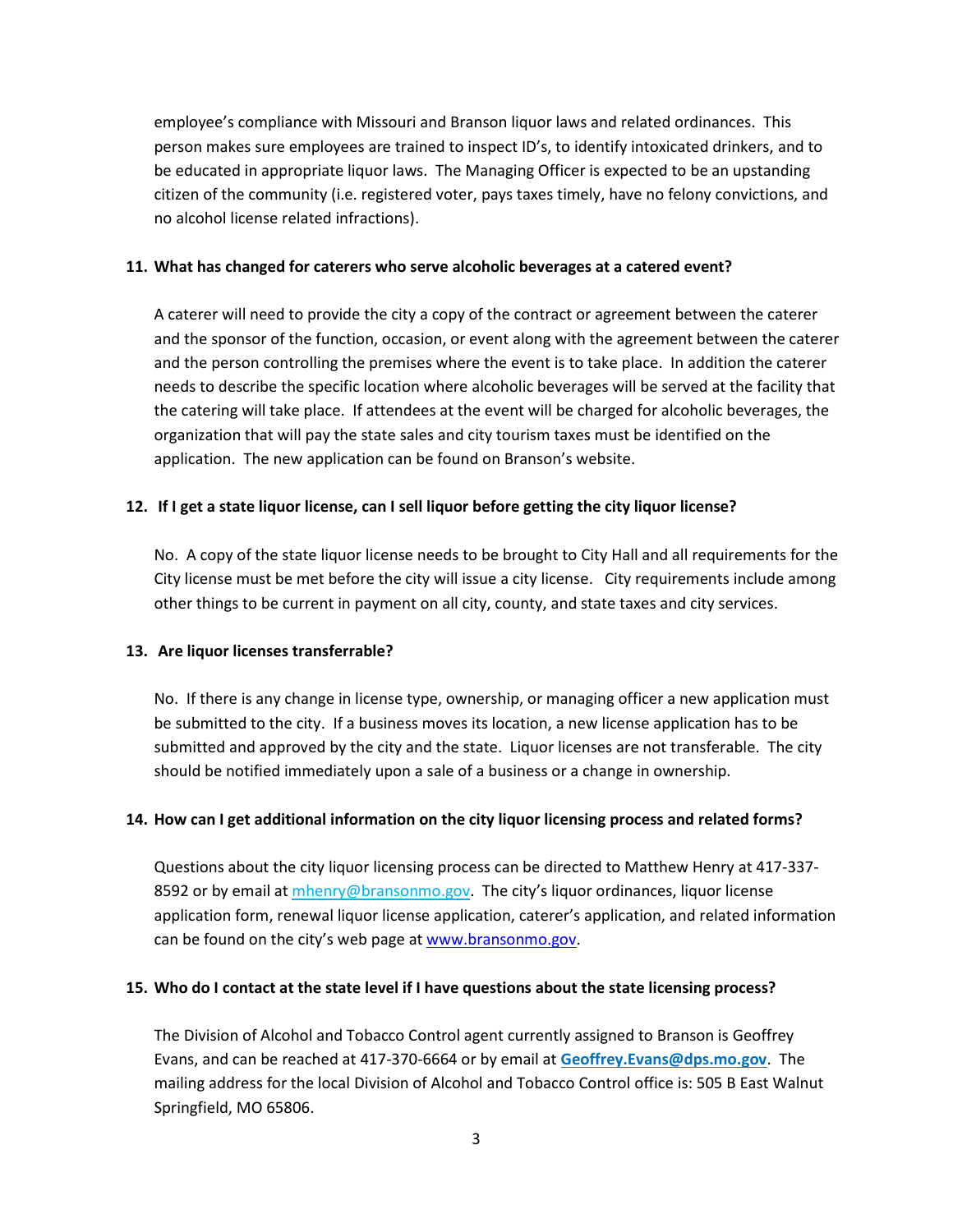employee's compliance with Missouri and Branson liquor laws and related ordinances. This person makes sure employees are trained to inspect ID's, to identify intoxicated drinkers, and to be educated in appropriate liquor laws. The Managing Officer is expected to be an upstanding citizen of the community (i.e. registered voter, pays taxes timely, have no felony convictions, and no alcohol license related infractions).

**11. What has changed for caterers who serve alcoholic beverages at a catered event?**

A caterer will need to provide the city a copy of the contract or agreement between the caterer and the sponsor of the function, occasion, or event along with the agreement between the caterer and the person controlling the premises where the event is to take place. In addition the caterer needs to describe the specific location where alcoholic beverages will be served at the facility that the catering will take place. If attendees at the event will be charged for alcoholic beverages, the organization that will pay the state sales and city tourism taxes must be identified on the application. The new application can be found on Branson's website.

**12. If I get a state liquor license, can I sell liquor before getting the city liquor license?**

No. A copy of the state liquor license needs to be brought to City Hall and all requirements for the City license must be met before the city will issue a city license. City requirements include among other things to be current in payment on all city, county, and state taxes and city services.

**13. Are liquor licenses transferrable?**

No. If there is any change in license type, ownership, or managing officer a new application must be submitted to the city. If a business moves its location, a new license application has to be submitted and approved by the city and the state. Liquor licenses are not transferable. The city should be notified immediately upon a sale of a business or a change in ownership.

**14. How can I get additional information on the city liquor licensing process and related forms?**

Questions about the city liquor licensing process can be directed to Matthew Henry at 417-337-8592 or by email at [mhenry@bransonmo.gov](mailto:mhenry@bransonmo.gov). The city's liquor ordinances, liquor license application form, renewal liquor license application, caterer's application, and related information can be found on the city's web page at [www.bransonmo.gov](http://www.bransonmo.gov).

**15. Who do I contact at the state level if I have questions about the state licensing process?**

The Division of Alcohol and Tobacco Control agent currently assigned to Branson is Geoffrey Evans, and can be reached at 417-370-6664 or by email at **[Geoffrey.Evans@dps.mo.gov](mailto:Geoffrey.Evans@dps.mo.gov)**. The mailing address for the local Division of Alcohol and Tobacco Control office is: 505 B East Walnut Springfield, MO 65806.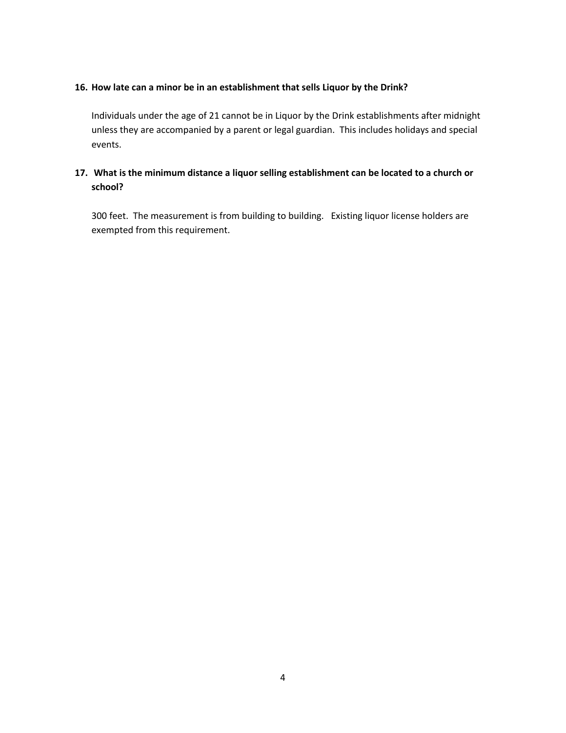**16. How late can a minor be in an establishment that sells Liquor by the Drink?**

Individuals under the age of 21 cannot be in Liquor by the Drink establishments after midnight unless they are accompanied by a parent or legal guardian. This includes holidays and special events.

**17. What is the minimum distance a liquor selling establishment can be located to a church or school?**

300 feet. The measurement is from building to building. Existing liquor license holders are exempted from this requirement.